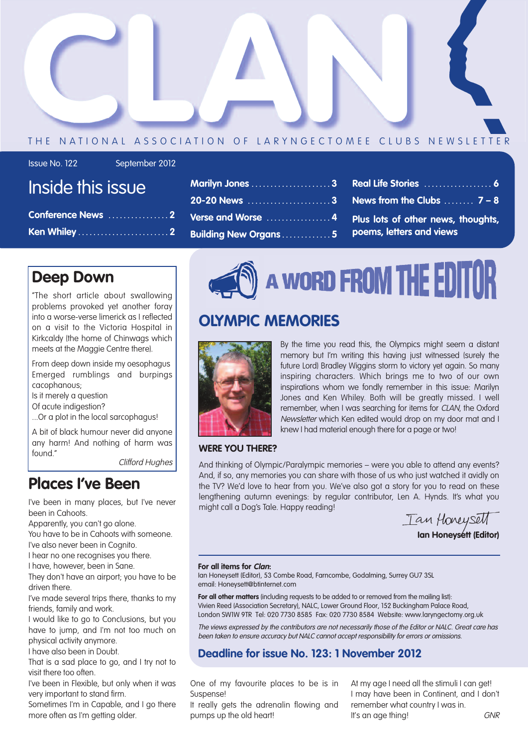# CLAN

THE NATIONAL ASSOCIATION OF LARYNGECTOMEE CLUBS NEWSLETTER

Issue No. 122 September 2012

## Inside this issue

- **Conference News** ................ **2**
- **Ken Whiley** ........................ **2**
- **Marilyn Jones** ..................... **3**
- **20-20 News** ...................... **3**
- **Verse and Worse** ................. **4**
- **Building New Organs** ............. **5**
- **Real Life Stories** .................. **6**
- **News from the Clubs** ........ **7 – 8**
- **Plus lots of other news, thoughts, poems, letters and views**

## A WORD FROM THE EDITOR

### OLYMPIC MEMORIES

By the time you read this, the Olympics might seem a distant memory but I'm writing this having just witnessed (surely the future Lord) Bradley Wiggins storm to victory yet again. So many inspiring characters. Which brings me to two of our own inspirations whom we fondly remember in this issue: Marilyn Jones and Ken Whiley. Both will be greatly missed. I well remember, when I was searching for items for *CLAN*, the Oxford *Newsletter* which Ken edited would drop on my door mat and I knew I had material enough there for a page or two!

**WERE YOU THERE?**

And thinking of Olympic/Paralympic memories – were you able to attend any events? And, if so, any memories you can share with those of us who just watched it avidly on the TV? We'd love to hear from you. We've also got a story for you to read on these lengthening autumn evenings: by regular contributor, Len A. Hynds. It's what you might call a Dog's Tale. Happy reading!

*Ian Honeysett*
**Ian Honeysett (Editor)**

**For all items for *Clan*:**
Ian Honeysett (Editor), 53 Combe Road, Farncombe, Godalming, Surrey GU7 3SL
email: Honeysett@btinternet.com

**For all other matters** (including requests to be added to or removed from the mailing list):
Vivien Reed (Association Secretary), NALC, Lower Ground Floor, 152 Buckingham Palace Road, London SW1W 9TR Tel: 020 7730 8585 Fax: 020 7730 8584 Website: www.laryngectomy.org.uk

*The views expressed by the contributors are not necessarily those of the Editor or NALC. Great care has been taken to ensure accuracy but NALC cannot accept responsibility for errors or omissions.*

### Deadline for issue No. 123: 1 November 2012

## Deep Down

"The short article about swallowing problems provoked yet another foray into a worse-verse limerick as I reflected on a visit to the Victoria Hospital in Kirkcaldy (the home of Chinwags which meets at the Maggie Centre there).

From deep down inside my oesophagus
Emerged rumblings and burpings cacophanous;
Is it merely a question
Of acute indigestion?
...Or a plot in the local sarcophagus!

A bit of black humour never did anyone any harm! And nothing of harm was found."

*Clifford Hughes*

## Places I've Been

I've been in many places, but I've never been in Cahoots.
Apparently, you can't go alone.
You have to be in Cahoots with someone.
I've also never been in Cognito.
I hear no one recognises you there.
I have, however, been in Sane.
They don't have an airport; you have to be driven there.
I've made several trips there, thanks to my friends, family and work.
I would like to go to Conclusions, but you have to jump, and I'm not too much on physical activity anymore.
I have also been in Doubt.
That is a sad place to go, and I try not to visit there too often.
I've been in Flexible, but only when it was very important to stand firm.
Sometimes I'm in Capable, and I go there more often as I'm getting older.
One of my favourite places to be is in Suspense!
It really gets the adrenalin flowing and pumps up the old heart!
At my age I need all the stimuli I can get!
I may have been in Continent, and I don't remember what country I was in.
It's an age thing!

*GNR*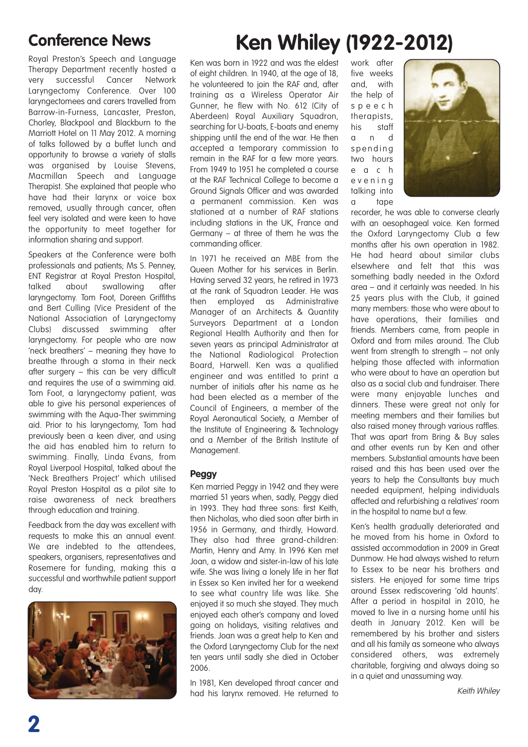## Conference News

Royal Preston's Speech and Language Therapy Department recently hosted a very successful Cancer Network Laryngectomy Conference. Over 100 laryngectomees and carers travelled from Barrow-in-Furness, Lancaster, Preston, Chorley, Blackpool and Blackburn to the Marriott Hotel on 11 May 2012. A morning of talks followed by a buffet lunch and opportunity to browse a variety of stalls was organised by Louise Stevens, Macmillan Speech and Language Therapist. She explained that people who have had their larynx or voice box removed, usually through cancer, often feel very isolated and were keen to have the opportunity to meet together for information sharing and support.

Speakers at the Conference were both professionals and patients; Ms S. Penney, ENT Registrar at Royal Preston Hospital, talked about swallowing after laryngectomy. Tom Foot, Doreen Griffiths and Bert Culling (Vice President of the National Association of Laryngectomy Clubs) discussed swimming after laryngectomy. For people who are now 'neck breathers' – meaning they have to breathe through a stoma in their neck after surgery – this can be very difficult and requires the use of a swimming aid. Tom Foot, a laryngectomy patient, was able to give his personal experiences of swimming with the Aqua-Ther swimming aid. Prior to his laryngectomy, Tom had previously been a keen diver, and using the aid has enabled him to return to swimming. Finally, Linda Evans, from Royal Liverpool Hospital, talked about the 'Neck Breathers Project' which utilised Royal Preston Hospital as a pilot site to raise awareness of neck breathers through education and training.

Feedback from the day was excellent with requests to make this an annual event. We are indebted to the attendees, speakers, organisers, representatives and Rosemere for funding, making this a successful and worthwhile patient support day.

# Ken Whiley (1922-2012)

Ken was born in 1922 and was the eldest of eight children. In 1940, at the age of 18, he volunteered to join the RAF and, after training as a Wireless Operator Air Gunner, he flew with No. 612 (City of Aberdeen) Royal Auxiliary Squadron, searching for U-boats, E-boats and enemy shipping until the end of the war. He then accepted a temporary commission to remain in the RAF for a few more years. From 1949 to 1951 he completed a course at the RAF Technical College to become a Ground Signals Officer and was awarded a permanent commission. Ken was stationed at a number of RAF stations including stations in the UK, France and Germany – at three of them he was the commanding officer.

In 1971 he received an MBE from the Queen Mother for his services in Berlin. Having served 32 years, he retired in 1973 at the rank of Squadron Leader. He was then employed as Administrative Manager of an Architects & Quantity Surveyors Department at a London Regional Health Authority and then for seven years as principal Administrator at the National Radiological Protection Board, Harwell. Ken was a qualified engineer and was entitled to print a number of initials after his name as he had been elected as a member of the Council of Engineers, a member of the Royal Aeronautical Society, a Member of the Institute of Engineering & Technology and a Member of the British Institute of Management.

### Peggy

Ken married Peggy in 1942 and they were married 51 years when, sadly, Peggy died in 1993. They had three sons: first Keith, then Nicholas, who died soon after birth in 1956 in Germany, and thirdly, Howard. They also had three grand-children: Martin, Henry and Amy. In 1996 Ken met Joan, a widow and sister-in-law of his late wife. She was living a lonely life in her flat in Essex so Ken invited her for a weekend to see what country life was like. She enjoyed it so much she stayed. They much enjoyed each other's company and loved going on holidays, visiting relatives and friends. Joan was a great help to Ken and the Oxford Laryngectomy Club for the next ten years until sadly she died in October 2006.

In 1981, Ken developed throat cancer and had his larynx removed. He returned to work after five weeks and, with the help of speech therapists, his staff and spending two hours each evening talking into a tape recorder, he was able to converse clearly with an oesophageal voice. Ken formed the Oxford Laryngectomy Club a few months after his own operation in 1982. He had heard about similar clubs elsewhere and felt that this was something badly needed in the Oxford area – and it certainly was needed. In his 25 years plus with the Club, it gained many members: those who were about to have operations, their families and friends. Members came, from people in Oxford and from miles around. The Club went from strength to strength – not only helping those affected with information who were about to have an operation but also as a social club and fundraiser. There were many enjoyable lunches and dinners. These were great not only for meeting members and their families but also raised money through various raffles. That was apart from Bring & Buy sales and other events run by Ken and other members. Substantial amounts have been raised and this has been used over the years to help the Consultants buy much needed equipment, helping individuals affected and refurbishing a relatives' room in the hospital to name but a few.

Ken's health gradually deteriorated and he moved from his home in Oxford to assisted accommodation in 2009 in Great Dunmow. He had always wished to return to Essex to be near his brothers and sisters. He enjoyed for some time trips around Essex rediscovering 'old haunts'. After a period in hospital in 2010, he moved to live in a nursing home until his death in January 2012. Ken will be remembered by his brother and sisters and all his family as someone who always considered others, was extremely charitable, forgiving and always doing so in a quiet and unassuming way.

*Keith Whiley*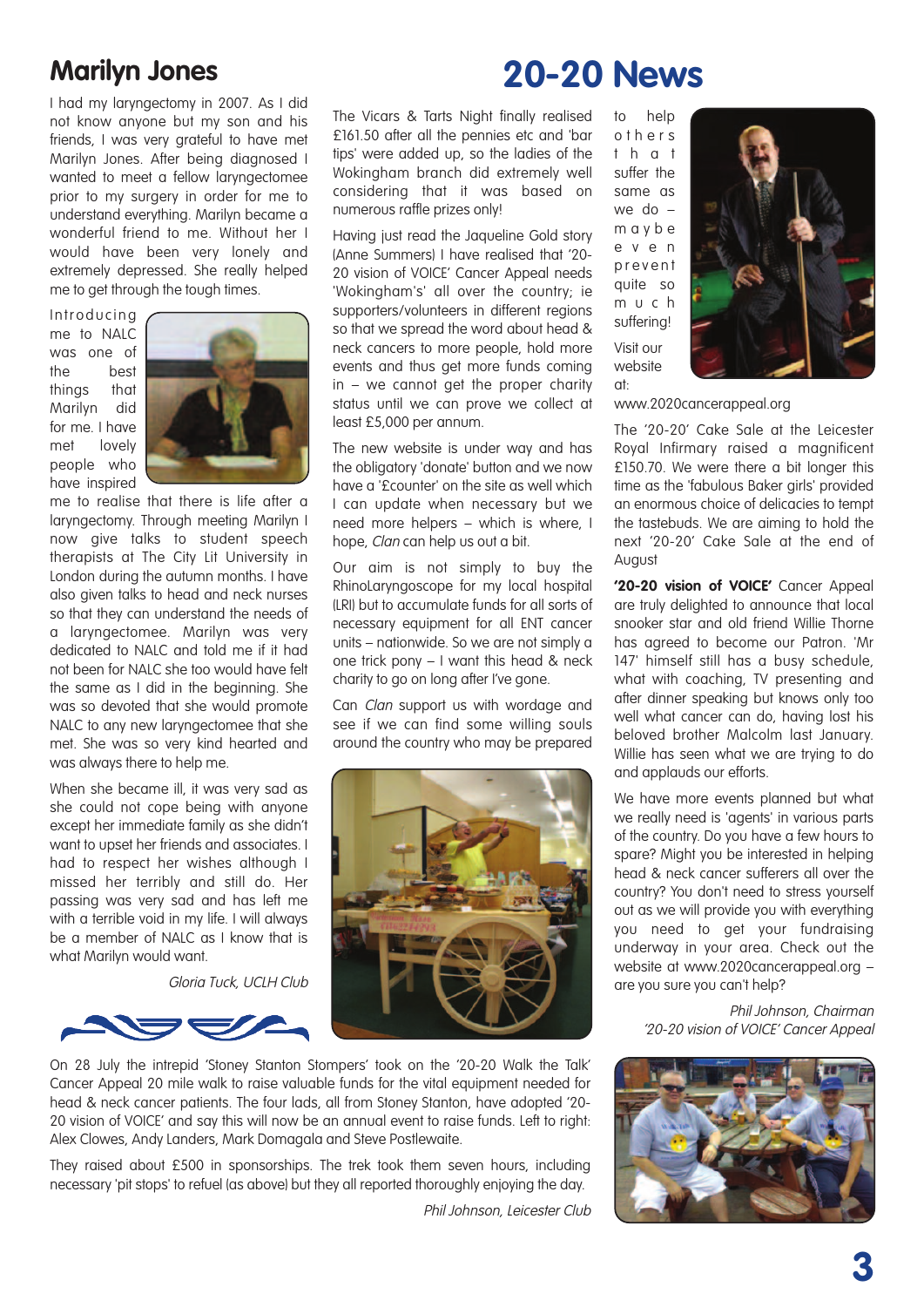## Marilyn Jones

I had my laryngectomy in 2007. As I did not know anyone but my son and his friends, I was very grateful to have met Marilyn Jones. After being diagnosed I wanted to meet a fellow laryngectomee prior to my surgery in order for me to understand everything. Marilyn became a wonderful friend to me. Without her I would have been very lonely and extremely depressed. She really helped me to get through the tough times.

Introducing me to NALC was one of the best things that Marilyn did for me. I have met lovely people who have inspired me to realise that there is life after a laryngectomy. Through meeting Marilyn I now give talks to student speech therapists at The City Lit University in London during the autumn months. I have also given talks to head and neck nurses so that they can understand the needs of a laryngectomee. Marilyn was very dedicated to NALC and told me if it had not been for NALC she too would have felt the same as I did in the beginning. She was so devoted that she would promote NALC to any new laryngectomee that she met. She was so very kind hearted and was always there to help me.

When she became ill, it was very sad as she could not cope being with anyone except her immediate family as she didn't want to upset her friends and associates. I had to respect her wishes although I missed her terribly and still do. Her passing was very sad and has left me with a terrible void in my life. I will always be a member of NALC as I know that is what Marilyn would want.

*Gloria Tuck, UCLH Club*

# 20-20 News

The Vicars & Tarts Night finally realised £161.50 after all the pennies etc and 'bar tips' were added up, so the ladies of the Wokingham branch did extremely well considering that it was based on numerous raffle prizes only!

Having just read the Jaqueline Gold story (Anne Summers) I have realised that '20-20 vision of VOICE' Cancer Appeal needs 'Wokingham's' all over the country; ie supporters/volunteers in different regions so that we spread the word about head & neck cancers to more people, hold more events and thus get more funds coming in – we cannot get the proper charity status until we can prove we collect at least £5,000 per annum.

The new website is under way and has the obligatory 'donate' button and we now have a '£counter' on the site as well which I can update when necessary but we need more helpers – which is where, I hope, *Clan* can help us out a bit.

Our aim is not simply to buy the RhinoLaryngoscope for my local hospital (LRI) but to accumulate funds for all sorts of necessary equipment for all ENT cancer units – nationwide. So we are not simply a one trick pony – I want this head & neck charity to go on long after I've gone.

Can *Clan* support us with wordage and see if we can find some willing souls around the country who may be prepared to help others that suffer the same as we do – maybe even prevent quite so much suffering!

Visit our website at: www.2020cancerappeal.org

The '20-20' Cake Sale at the Leicester Royal Infirmary raised a magnificent £150.70. We were there a bit longer this time as the 'fabulous Baker girls' provided an enormous choice of delicacies to tempt the tastebuds. We are aiming to hold the next '20-20' Cake Sale at the end of August

**'20-20 vision of VOICE'** Cancer Appeal are truly delighted to announce that local snooker star and old friend Willie Thorne has agreed to become our Patron. 'Mr 147' himself still has a busy schedule, what with coaching, TV presenting and after dinner speaking but knows only too well what cancer can do, having lost his beloved brother Malcolm last January. Willie has seen what we are trying to do and applauds our efforts.

We have more events planned but what we really need is 'agents' in various parts of the country. Do you have a few hours to spare? Might you be interested in helping head & neck cancer sufferers all over the country? You don't need to stress yourself out as we will provide you with everything you need to get your fundraising underway in your area. Check out the website at www.2020cancerappeal.org – are you sure you can't help?

*Phil Johnson, Chairman*
*'20-20 vision of VOICE' Cancer Appeal*

On 28 July the intrepid 'Stoney Stanton Stompers' took on the '20-20 Walk the Talk' Cancer Appeal 20 mile walk to raise valuable funds for the vital equipment needed for head & neck cancer patients. The four lads, all from Stoney Stanton, have adopted '20-20 vision of VOICE' and say this will now be an annual event to raise funds. Left to right: Alex Clowes, Andy Landers, Mark Domagala and Steve Postlewaite.

They raised about £500 in sponsorships. The trek took them seven hours, including necessary 'pit stops' to refuel (as above) but they all reported thoroughly enjoying the day.

*Phil Johnson, Leicester Club*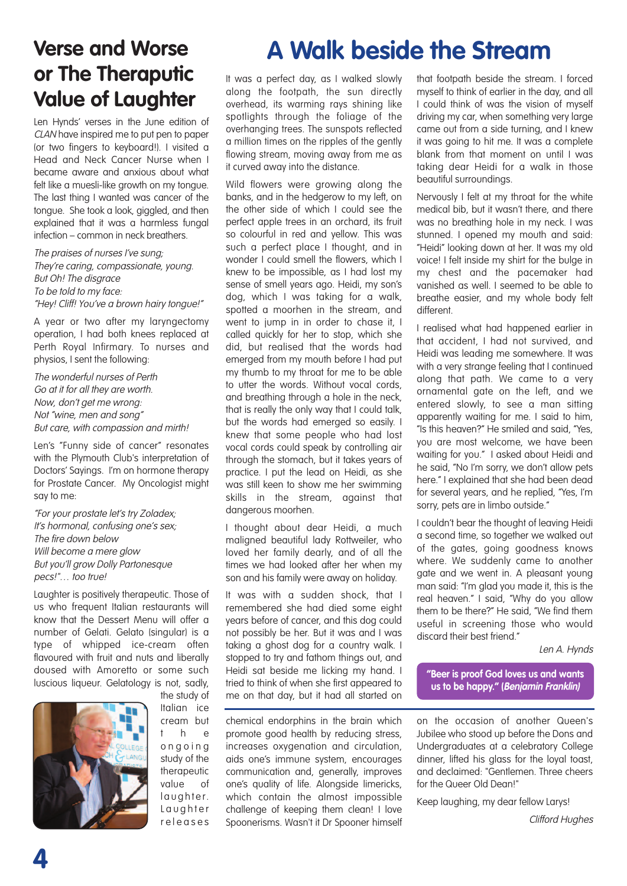# Verse and Worse or The Therapuitic Value of Laughter

Len Hynds' verses in the June edition of *CLAN* have inspired me to put pen to paper (or two fingers to keyboard!). I visited a Head and Neck Cancer Nurse when I became aware and anxious about what felt like a muesli-like growth on my tongue. The last thing I wanted was cancer of the tongue. She took a look, giggled, and then explained that it was a harmless fungal infection – common in neck breathers.

*The praises of nurses I've sung;*
*They're caring, compassionate, young.*
*But Oh! The disgrace*
*To be told to my face:*
*"Hey! Cliff! You've a brown hairy tongue!"*

A year or two after my laryngectomy operation, I had both knees replaced at Perth Royal Infirmary. To nurses and physios, I sent the following:

*The wonderful nurses of Perth*
*Go at it for all they are worth.*
*Now, don't get me wrong:*
*Not "wine, men and song"*
*But care, with compassion and mirth!*

Len's "Funny side of cancer" resonates with the Plymouth Club's interpretation of Doctors' Sayings. I'm on hormone therapy for Prostate Cancer. My Oncologist might say to me:

*"For your prostate let's try Zoladex;*
*It's hormonal, confusing one's sex;*
*The fire down below*
*Will become a mere glow*
*But you'll grow Dolly Partonesque pecs!"… too true!*

Laughter is positively therapeutic. Those of us who frequent Italian restaurants will know that the Dessert Menu will offer a number of Gelati. Gelato (singular) is a type of whipped ice-cream often flavoured with fruit and nuts and liberally doused with Amoretto or some such luscious liqueur. Gelatology is not, sadly, the study of Italian ice cream but the ongoing study of the therapeutic value of laughter. Laughter releases chemical endorphins in the brain which promote good health by reducing stress, increases oxygenation and circulation, aids one's immune system, encourages communication and, generally, improves one's quality of life. Alongside limericks, which contain the almost impossible challenge of keeping them clean! I love Spoonerisms. Wasn't it Dr Spooner himself on the occasion of another Queen's Jubilee who stood up before the Dons and Undergraduates at a celebratory College dinner, lifted his glass for the loyal toast, and declaimed: "Gentlemen. Three cheers for the Queer Old Dean!"

Keep laughing, my dear fellow Larys!

*Clifford Hughes*

# A Walk beside the Stream

It was a perfect day, as I walked slowly along the footpath, the sun directly overhead, its warming rays shining like spotlights through the foliage of the overhanging trees. The sunspots reflected a million times on the ripples of the gently flowing stream, moving away from me as it curved away into the distance.

Wild flowers were growing along the banks, and in the hedgerow to my left, on the other side of which I could see the perfect apple trees in an orchard, its fruit so colourful in red and yellow. This was such a perfect place I thought, and in wonder I could smell the flowers, which I knew to be impossible, as I had lost my sense of smell years ago. Heidi, my son's dog, which I was taking for a walk, spotted a moorhen in the stream, and went to jump in in order to chase it, I called quickly for her to stop, which she did, but realised that the words had emerged from my mouth before I had put my thumb to my throat for me to be able to utter the words. Without vocal cords, and breathing through a hole in the neck, that is really the only way that I could talk, but the words had emerged so easily. I knew that some people who had lost vocal cords could speak by controlling air through the stomach, but it takes years of practice. I put the lead on Heidi, as she was still keen to show me her swimming skills in the stream, against that dangerous moorhen.

I thought about dear Heidi, a much maligned beautiful lady Rottweiler, who loved her family dearly, and of all the times we had looked after her when my son and his family were away on holiday.

It was with a sudden shock, that I remembered she had died some eight years before of cancer, and this dog could not possibly be her. But it was and I was taking a ghost dog for a country walk. I stopped to try and fathom things out, and Heidi sat beside me licking my hand. I tried to think of when she first appeared to me on that day, but it had all started on that footpath beside the stream. I forced myself to think of earlier in the day, and all I could think of was the vision of myself driving my car, when something very large came out from a side turning, and I knew it was going to hit me. It was a complete blank from that moment on until I was taking dear Heidi for a walk in those beautiful surroundings.

Nervously I felt at my throat for the white medical bib, but it wasn't there, and there was no breathing hole in my neck. I was stunned. I opened my mouth and said: "Heidi" looking down at her. It was my old voice! I felt inside my shirt for the bulge in my chest and the pacemaker had vanished as well. I seemed to be able to breathe easier, and my whole body felt different.

I realised what had happened earlier in that accident, I had not survived, and Heidi was leading me somewhere. It was with a very strange feeling that I continued along that path. We came to a very ornamental gate on the left, and we entered slowly, to see a man sitting apparently waiting for me. I said to him, "Is this heaven?" He smiled and said, "Yes, you are most welcome, we have been waiting for you." I asked about Heidi and he said, "No I'm sorry, we don't allow pets here." I explained that she had been dead for several years, and he replied, "Yes, I'm sorry, pets are in limbo outside."

I couldn't bear the thought of leaving Heidi a second time, so together we walked out of the gates, going goodness knows where. We suddenly came to another gate and we went in. A pleasant young man said: "I'm glad you made it, this is the real heaven." I said, "Why do you allow them to be there?" He said, "We find them useful in screening those who would discard their best friend."

*Len A. Hynds*

**"Beer is proof God loves us and wants us to be happy." (*Benjamin Franklin*)**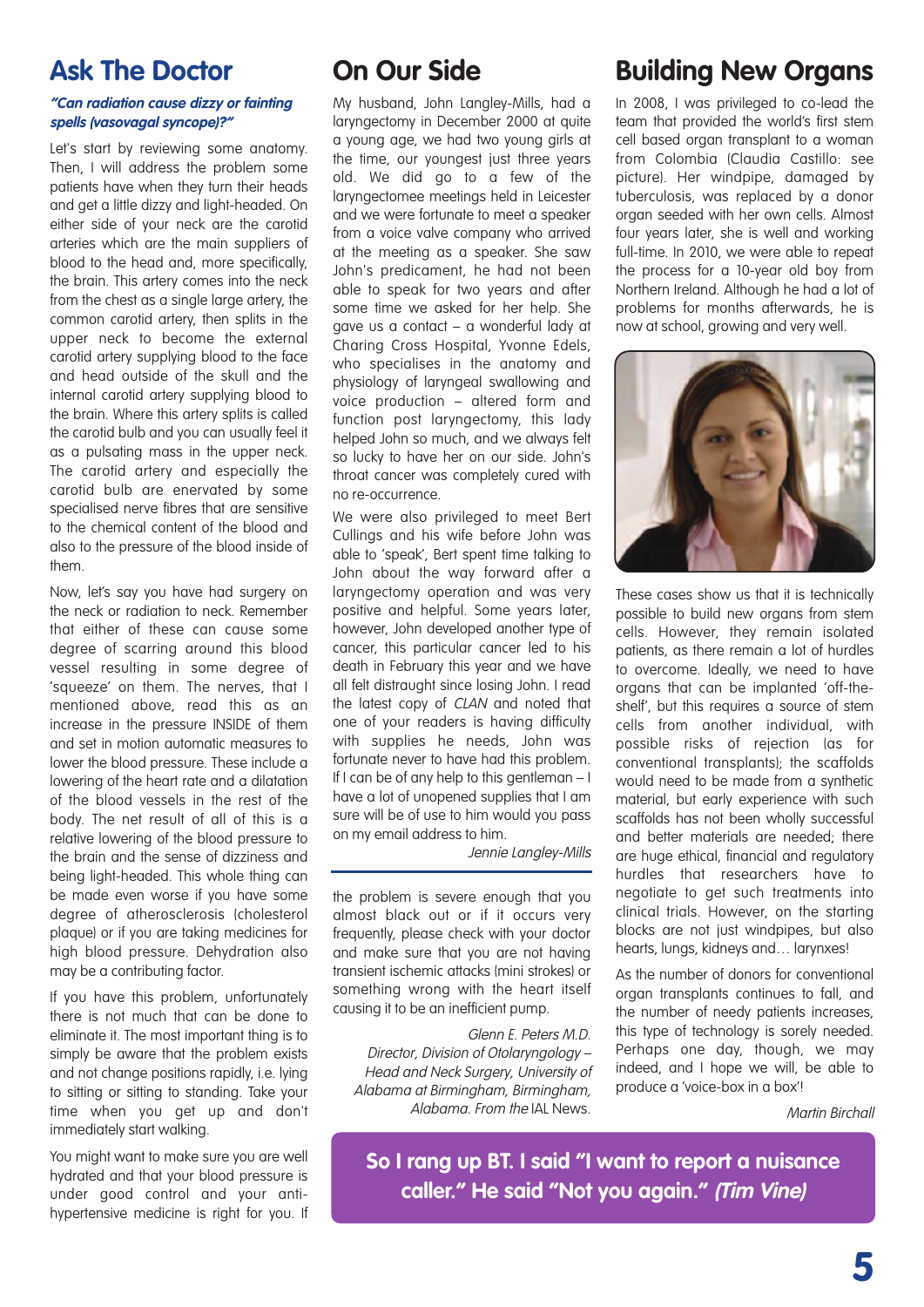## Ask The Doctor

***"Can radiation cause dizzy or fainting spells (vasovagal syncope)?"***

Let's start by reviewing some anatomy. Then, I will address the problem some patients have when they turn their heads and get a little dizzy and light-headed. On either side of your neck are the carotid arteries which are the main suppliers of blood to the head and, more specifically, the brain. This artery comes into the neck from the chest as a single large artery, the common carotid artery, then splits in the upper neck to become the external carotid artery supplying blood to the face and head outside of the skull and the internal carotid artery supplying blood to the brain. Where this artery splits is called the carotid bulb and you can usually feel it as a pulsating mass in the upper neck. The carotid artery and especially the carotid bulb are enervated by some specialised nerve fibres that are sensitive to the chemical content of the blood and also to the pressure of the blood inside of them.

Now, let's say you have had surgery on the neck or radiation to neck. Remember that either of these can cause some degree of scarring around this blood vessel resulting in some degree of 'squeeze' on them. The nerves, that I mentioned above, read this as an increase in the pressure INSIDE of them and set in motion automatic measures to lower the blood pressure. These include a lowering of the heart rate and a dilatation of the blood vessels in the rest of the body. The net result of all of this is a relative lowering of the blood pressure to the brain and the sense of dizziness and being light-headed. This whole thing can be made even worse if you have some degree of atherosclerosis (cholesterol plaque) or if you are taking medicines for high blood pressure. Dehydration also may be a contributing factor.

If you have this problem, unfortunately there is not much that can be done to eliminate it. The most important thing is to simply be aware that the problem exists and not change positions rapidly, i.e. lying to sitting or sitting to standing. Take your time when you get up and don't immediately start walking.

You might want to make sure you are well hydrated and that your blood pressure is under good control and your anti-hypertensive medicine is right for you. If the problem is severe enough that you almost black out or if it occurs very frequently, please check with your doctor and make sure that you are not having transient ischemic attacks (mini strokes) or something wrong with the heart itself causing it to be an inefficient pump.

*Glenn E. Peters M.D.*
*Director, Division of Otolaryngology – Head and Neck Surgery, University of Alabama at Birmingham, Birmingham, Alabama. From the* IAL News.

## On Our Side

My husband, John Langley-Mills, had a laryngectomy in December 2000 at quite a young age, we had two young girls at the time, our youngest just three years old. We did go to a few of the laryngectomee meetings held in Leicester and we were fortunate to meet a speaker from a voice valve company who arrived at the meeting as a speaker. She saw John's predicament, he had not been able to speak for two years and after some time we asked for her help. She gave us a contact – a wonderful lady at Charing Cross Hospital, Yvonne Edels, who specialises in the anatomy and physiology of laryngeal swallowing and voice production – altered form and function post laryngectomy, this lady helped John so much, and we always felt so lucky to have her on our side. John's throat cancer was completely cured with no re-occurrence.

We were also privileged to meet Bert Cullings and his wife before John was able to 'speak', Bert spent time talking to John about the way forward after a laryngectomy operation and was very positive and helpful. Some years later, however, John developed another type of cancer, this particular cancer led to his death in February this year and we have all felt distraught since losing John. I read the latest copy of *CLAN* and noted that one of your readers is having difficulty with supplies he needs, John was fortunate never to have had this problem. If I can be of any help to this gentleman – I have a lot of unopened supplies that I am sure will be of use to him would you pass on my email address to him.

*Jennie Langley-Mills*

## Building New Organs

In 2008, I was privileged to co-lead the team that provided the world's first stem cell based organ transplant to a woman from Colombia (Claudia Castillo: see picture). Her windpipe, damaged by tuberculosis, was replaced by a donor organ seeded with her own cells. Almost four years later, she is well and working full-time. In 2010, we were able to repeat the process for a 10-year old boy from Northern Ireland. Although he had a lot of problems for months afterwards, he is now at school, growing and very well.

These cases show us that it is technically possible to build new organs from stem cells. However, they remain isolated patients, as there remain a lot of hurdles to overcome. Ideally, we need to have organs that can be implanted 'off-the-shelf', but this requires a source of stem cells from another individual, with possible risks of rejection (as for conventional transplants); the scaffolds would need to be made from a synthetic material, but early experience with such scaffolds has not been wholly successful and better materials are needed; there are huge ethical, financial and regulatory hurdles that researchers have to negotiate to get such treatments into clinical trials. However, on the starting blocks are not just windpipes, but also hearts, lungs, kidneys and… larynxes!

As the number of donors for conventional organ transplants continues to fall, and the number of needy patients increases, this type of technology is sorely needed. Perhaps one day, though, we may indeed, and I hope we will, be able to produce a 'voice-box in a box'!

*Martin Birchall*

**So I rang up BT. I said "I want to report a nuisance caller." He said "Not you again." *(Tim Vine)***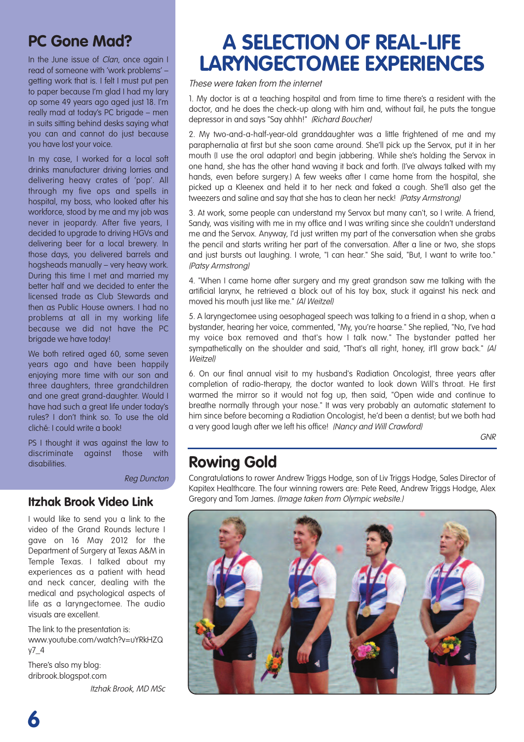## PC Gone Mad?

In the June issue of *Clan*, once again I read of someone with 'work problems' – getting work that is. I felt I must put pen to paper because I'm glad I had my lary op some 49 years ago aged just 18. I'm really mad at today's PC brigade – men in suits sitting behind desks saying what you can and cannot do just because you have lost your voice.

In my case, I worked for a local soft drinks manufacturer driving lorries and delivering heavy crates of 'pop'. All through my five ops and spells in hospital, my boss, who looked after his workforce, stood by me and my job was never in jeopardy. After five years, I decided to upgrade to driving HGVs and delivering beer for a local brewery. In those days, you delivered barrels and hogsheads manually – very heavy work. During this time I met and married my better half and we decided to enter the licensed trade as Club Stewards and then as Public House owners. I had no problems at all in my working life because we did not have the PC brigade we have today!

We both retired aged 60, some seven years ago and have been happily enjoying more time with our son and three daughters, three grandchildren and one great grand-daughter. Would I have had such a great life under today's rules? I don't think so. To use the old cliché: I could write a book!

PS I thought it was against the law to discriminate against those with disabilities.

*Reg Duncton*

## Itzhak Brook Video Link

I would like to send you a link to the video of the Grand Rounds lecture I gave on 16 May 2012 for the Department of Surgery at Texas A&M in Temple Texas. I talked about my experiences as a patient with head and neck cancer, dealing with the medical and psychological aspects of life as a laryngectomee. The audio visuals are excellent.

The link to the presentation is:
www.youtube.com/watch?v=uYRkHZQy7_4

There's also my blog:
dribrook.blogspot.com

*Itzhak Brook, MD MSc*

# A SELECTION OF REAL-LIFE LARYNGECTOMEE EXPERIENCES

*These were taken from the internet*

1. My doctor is at a teaching hospital and from time to time there's a resident with the doctor, and he does the check-up along with him and, without fail, he puts the tongue depressor in and says "Say ahhh!" *(Richard Boucher)*

2. My two-and-a-half-year-old granddaughter was a little frightened of me and my paraphernalia at first but she soon came around. She'll pick up the Servox, put it in her mouth (I use the oral adaptor) and begin jabbering. While she's holding the Servox in one hand, she has the other hand waving it back and forth. (I've always talked with my hands, even before surgery.) A few weeks after I came home from the hospital, she picked up a Kleenex and held it to her neck and faked a cough. She'll also get the tweezers and saline and say that she has to clean her neck! *(Patsy Armstrong)*

3. At work, some people can understand my Servox but many can't, so I write. A friend, Sandy, was visiting with me in my office and I was writing since she couldn't understand me and the Servox. Anyway, I'd just written my part of the conversation when she grabs the pencil and starts writing her part of the conversation. After a line or two, she stops and just bursts out laughing. I wrote, "I can hear." She said, "But, I want to write too." *(Patsy Armstrong)*

4. "When I came home after surgery and my great grandson saw me talking with the artificial larynx, he retrieved a block out of his toy box, stuck it against his neck and moved his mouth just like me." *(Al Weitzel)*

5. A laryngectomee using oesophageal speech was talking to a friend in a shop, when a bystander, hearing her voice, commented, "My, you're hoarse." She replied, "No, I've had my voice box removed and that's how I talk now." The bystander patted her sympathetically on the shoulder and said, "That's all right, honey, it'll grow back." *(Al Weitzel)*

6. On our final annual visit to my husband's Radiation Oncologist, three years after completion of radio-therapy, the doctor wanted to look down Will's throat. He first warmed the mirror so it would not fog up, then said, "Open wide and continue to breathe normally through your nose." It was very probably an automatic statement to him since before becoming a Radiation Oncologist, he'd been a dentist; but we both had a very good laugh after we left his office! *(Nancy and Will Crawford)*

*GNR*

## Rowing Gold

Congratulations to rower Andrew Triggs Hodge, son of Liv Triggs Hodge, Sales Director of Kapitex Healthcare. The four winning rowers are: Pete Reed, Andrew Triggs Hodge, Alex Gregory and Tom James. *(Image taken from Olympic website.)*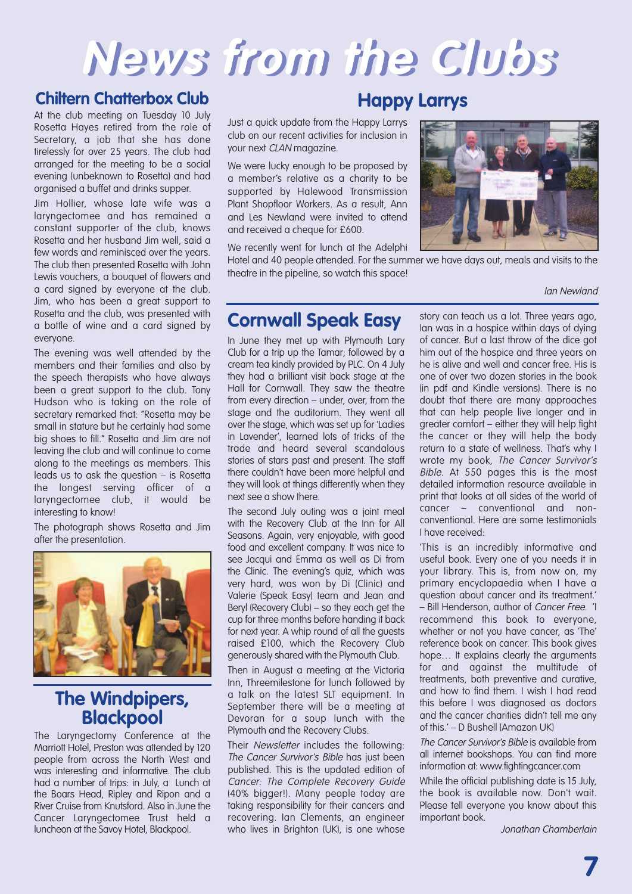# News from the Clubs

## Chiltern Chatterbox Club

At the club meeting on Tuesday 10 July Rosetta Hayes retired from the role of Secretary, a job that she has done tirelessly for over 25 years. The club had arranged for the meeting to be a social evening (unbeknown to Rosetta) and had organised a buffet and drinks supper.

Jim Hollier, whose late wife was a laryngectomee and has remained a constant supporter of the club, knows Rosetta and her husband Jim well, said a few words and reminisced over the years. The club then presented Rosetta with John Lewis vouchers, a bouquet of flowers and a card signed by everyone at the club. Jim, who has been a great support to Rosetta and the club, was presented with a bottle of wine and a card signed by everyone.

The evening was well attended by the members and their families and also by the speech therapists who have always been a great support to the club. Tony Hudson who is taking on the role of secretary remarked that: "Rosetta may be small in stature but he certainly had some big shoes to fill." Rosetta and Jim are not leaving the club and will continue to come along to the meetings as members. This leads us to ask the question – is Rosetta the longest serving officer of a laryngectomee club, it would be interesting to know!

The photograph shows Rosetta and Jim after the presentation.

## The Windpipers, Blackpool

The Laryngectomy Conference at the Marriott Hotel, Preston was attended by 120 people from across the North West and was interesting and informative. The club had a number of trips: in July, a Lunch at the Boars Head, Ripley and Ripon and a River Cruise from Knutsford. Also in June the Cancer Laryngectomee Trust held a luncheon at the Savoy Hotel, Blackpool.

## Happy Larrys

Just a quick update from the Happy Larrys club on our recent activities for inclusion in your next *CLAN* magazine.

We were lucky enough to be proposed by a member's relative as a charity to be supported by Halewood Transmission Plant Shopfloor Workers. As a result, Ann and Les Newland were invited to attend and received a cheque for £600.

We recently went for lunch at the Adelphi Hotel and 40 people attended. For the summer we have days out, meals and visits to the theatre in the pipeline, so watch this space!

*Ian Newland*

## Cornwall Speak Easy

In June they met up with Plymouth Lary Club for a trip up the Tamar; followed by a cream tea kindly provided by PLC. On 4 July they had a brilliant visit back stage at the Hall for Cornwall. They saw the theatre from every direction – under, over, from the stage and the auditorium. They went all over the stage, which was set up for 'Ladies in Lavender', learned lots of tricks of the trade and heard several scandalous stories of stars past and present. The staff there couldn't have been more helpful and they will look at things differently when they next see a show there.

The second July outing was a joint meal with the Recovery Club at the Inn for All Seasons. Again, very enjoyable, with good food and excellent company. It was nice to see Jacqui and Emma as well as Di from the Clinic. The evening's quiz, which was very hard, was won by Di (Clinic) and Valerie (Speak Easy) team and Jean and Beryl (Recovery Club) – so they each get the cup for three months before handing it back for next year. A whip round of all the guests raised £100, which the Recovery Club generously shared with the Plymouth Club.

Then in August a meeting at the Victoria Inn, Threemilestone for lunch followed by a talk on the latest SLT equipment. In September there will be a meeting at Devoran for a soup lunch with the Plymouth and the Recovery Clubs.

Their *Newsletter* includes the following: *The Cancer Survivor's Bible* has just been published. This is the updated edition of *Cancer: The Complete Recovery Guide* (40% bigger!). Many people today are taking responsibility for their cancers and recovering. Ian Clements, an engineer who lives in Brighton (UK), is one whose story can teach us a lot. Three years ago, Ian was in a hospice within days of dying of cancer. But a last throw of the dice got him out of the hospice and three years on he is alive and well and cancer free. His is one of over two dozen stories in the book (in pdf and Kindle versions). There is no doubt that there are many approaches that can help people live longer and in greater comfort – either they will help fight the cancer or they will help the body return to a state of wellness. That's why I wrote my book, *The Cancer Survivor's Bible*. At 550 pages this is the most detailed information resource available in print that looks at all sides of the world of cancer – conventional and non-conventional. Here are some testimonials I have received:

'This is an incredibly informative and useful book. Every one of you needs it in your library. This is, from now on, my primary encyclopaedia when I have a question about cancer and its treatment.' – Bill Henderson, author of *Cancer Free*. 'I recommend this book to everyone, whether or not you have cancer, as 'The' reference book on cancer. This book gives hope… It explains clearly the arguments for and against the multitude of treatments, both preventive and curative, and how to find them. I wish I had read this before I was diagnosed as doctors and the cancer charities didn't tell me any of this.' – D Bushell (Amazon UK)

*The Cancer Survivor's Bible* is available from all internet bookshops. You can find more information at: www.fightingcancer.com

While the official publishing date is 15 July, the book is available now. Don't wait. Please tell everyone you know about this important book.

*Jonathan Chamberlain*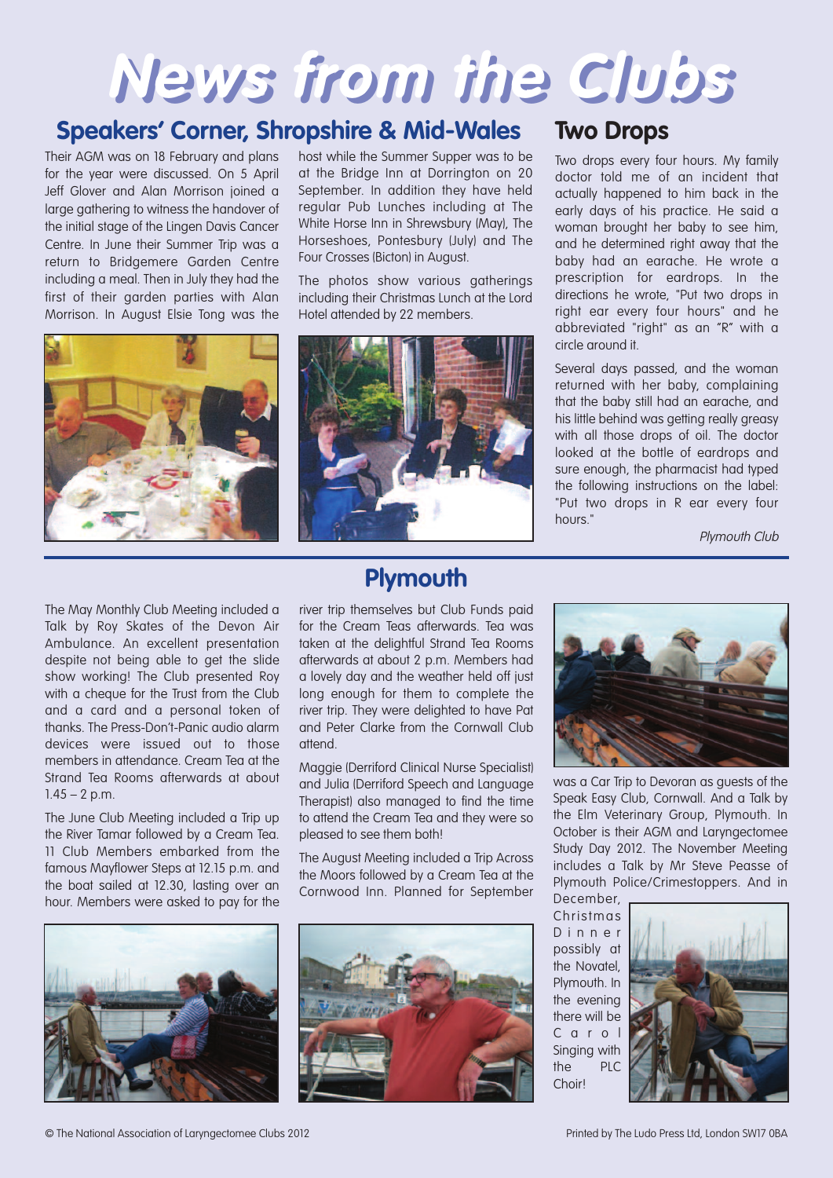# News from the Clubs

## Speakers' Corner, Shropshire & Mid-Wales

Their AGM was on 18 February and plans for the year were discussed. On 5 April Jeff Glover and Alan Morrison joined a large gathering to witness the handover of the initial stage of the Lingen Davis Cancer Centre. In June their Summer Trip was a return to Bridgemere Garden Centre including a meal. Then in July they had the first of their garden parties with Alan Morrison. In August Elsie Tong was the host while the Summer Supper was to be at the Bridge Inn at Dorrington on 20 September. In addition they have held regular Pub Lunches including at The White Horse Inn in Shrewsbury (May), The Horseshoes, Pontesbury (July) and The Four Crosses (Bicton) in August.

The photos show various gatherings including their Christmas Lunch at the Lord Hotel attended by 22 members.

## Two Drops

Two drops every four hours. My family doctor told me of an incident that actually happened to him back in the early days of his practice. He said a woman brought her baby to see him, and he determined right away that the baby had an earache. He wrote a prescription for eardrops. In the directions he wrote, "Put two drops in right ear every four hours" and he abbreviated "right" as an "R" with a circle around it.

Several days passed, and the woman returned with her baby, complaining that the baby still had an earache, and his little behind was getting really greasy with all those drops of oil. The doctor looked at the bottle of eardrops and sure enough, the pharmacist had typed the following instructions on the label: "Put two drops in R ear every four hours."

*Plymouth Club*

## Plymouth

The May Monthly Club Meeting included a Talk by Roy Skates of the Devon Air Ambulance. An excellent presentation despite not being able to get the slide show working! The Club presented Roy with a cheque for the Trust from the Club and a card and a personal token of thanks. The Press-Don't-Panic audio alarm devices were issued out to those members in attendance. Cream Tea at the Strand Tea Rooms afterwards at about 1.45 – 2 p.m.

The June Club Meeting included a Trip up the River Tamar followed by a Cream Tea. 11 Club Members embarked from the famous Mayflower Steps at 12.15 p.m. and the boat sailed at 12.30, lasting over an hour. Members were asked to pay for the river trip themselves but Club Funds paid for the Cream Teas afterwards. Tea was taken at the delightful Strand Tea Rooms afterwards at about 2 p.m. Members had a lovely day and the weather held off just long enough for them to complete the river trip. They were delighted to have Pat and Peter Clarke from the Cornwall Club attend.

Maggie (Derriford Clinical Nurse Specialist) and Julia (Derriford Speech and Language Therapist) also managed to find the time to attend the Cream Tea and they were so pleased to see them both!

The August Meeting included a Trip Across the Moors followed by a Cream Tea at the Cornwood Inn. Planned for September was a Car Trip to Devoran as guests of the Speak Easy Club, Cornwall. And a Talk by the Elm Veterinary Group, Plymouth. In October is their AGM and Laryngectomee Study Day 2012. The November Meeting includes a Talk by Mr Steve Peasse of Plymouth Police/Crimestoppers. And in December, Christmas Dinner possibly at the Novatel, Plymouth. In the evening there will be Carol Singing with the PLC Choir!

© The National Association of Laryngectomee Clubs 2012

Printed by The Ludo Press Ltd, London SW17 0BA